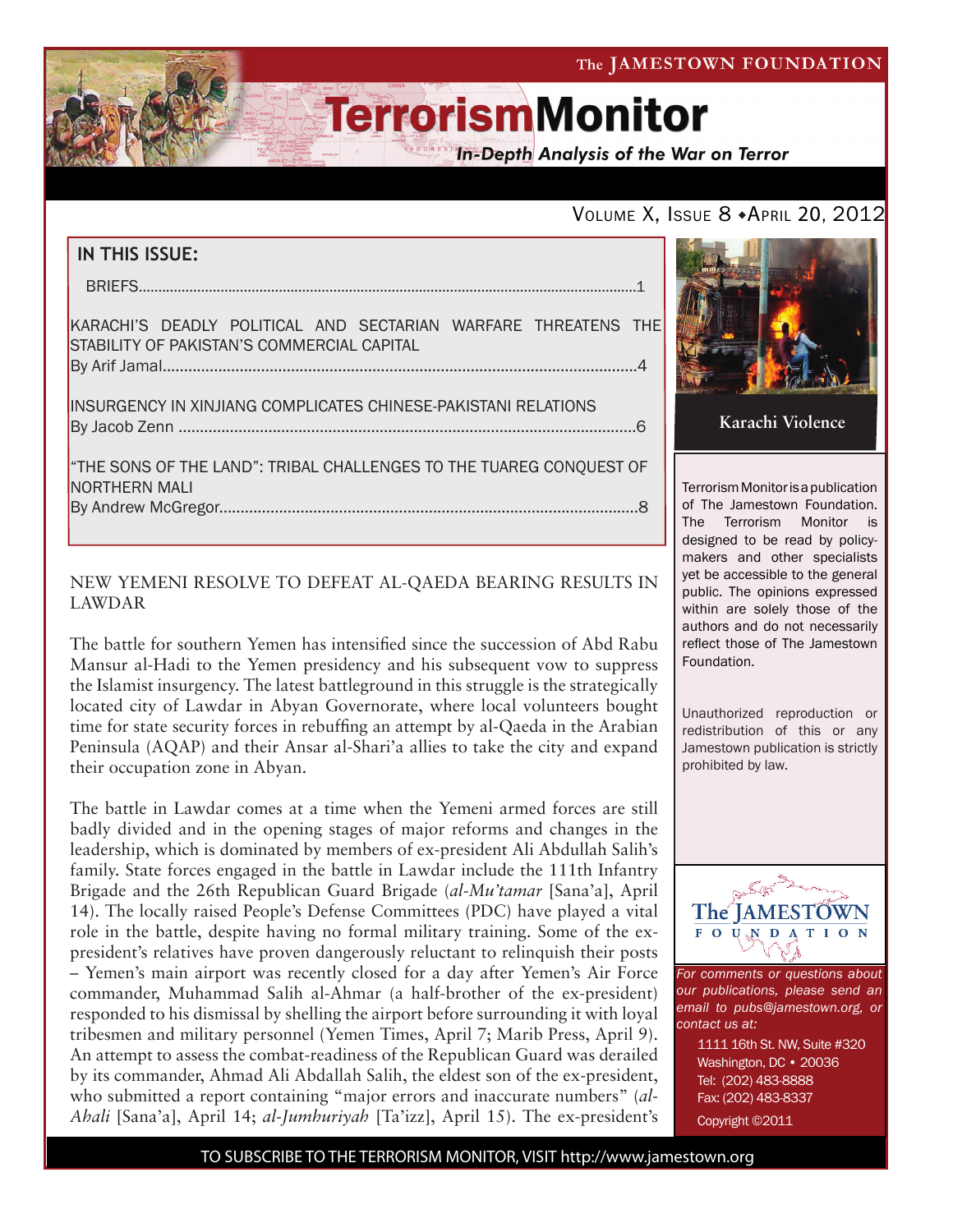The JAMESTOWN FOUNDATION

# TerrorismMonitor

*In-Depth Analysis of the War on Terror*

Volume X, Issue 8 • April 20, 2012

## IN THIS ISSUE:

BRIEFS....1

KARACHI'S DEADLY POLITICAL AND SECTARIAN WARFARE THREATENS THE STABILITY OF PAKISTAN'S COMMERCIAL CAPITAL
By Arif Jamal....4

INSURGENCY IN XINJIANG COMPLICATES CHINESE-PAKISTANI RELATIONS
By Jacob Zenn....6

"THE SONS OF THE LAND": TRIBAL CHALLENGES TO THE TUAREG CONQUEST OF NORTHERN MALI
By Andrew McGregor....8

Karachi Violence

Terrorism Monitor is a publication of The Jamestown Foundation. The Terrorism Monitor is designed to be read by policy-makers and other specialists yet be accessible to the general public. The opinions expressed within are solely those of the authors and do not necessarily reflect those of The Jamestown Foundation.

Unauthorized reproduction or redistribution of this or any Jamestown publication is strictly prohibited by law.

*For comments or questions about our publications, please send an email to pubs@jamestown.org, or contact us at:*

1111 16th St. NW, Suite #320
Washington, DC • 20036
Tel: (202) 483-8888
Fax: (202) 483-8337
Copyright ©2011

## NEW YEMENI RESOLVE TO DEFEAT AL-QAEDA BEARING RESULTS IN LAWDAR

The battle for southern Yemen has intensified since the succession of Abd Rabu Mansur al-Hadi to the Yemen presidency and his subsequent vow to suppress the Islamist insurgency. The latest battleground in this struggle is the strategically located city of Lawdar in Abyan Governorate, where local volunteers bought time for state security forces in rebuffing an attempt by al-Qaeda in the Arabian Peninsula (AQAP) and their Ansar al-Shari'a allies to take the city and expand their occupation zone in Abyan.

The battle in Lawdar comes at a time when the Yemeni armed forces are still badly divided and in the opening stages of major reforms and changes in the leadership, which is dominated by members of ex-president Ali Abdullah Salih's family. State forces engaged in the battle in Lawdar include the 111th Infantry Brigade and the 26th Republican Guard Brigade (*al-Mu'tamar* [Sana'a], April 14). The locally raised People's Defense Committees (PDC) have played a vital role in the battle, despite having no formal military training. Some of the ex-president's relatives have proven dangerously reluctant to relinquish their posts – Yemen's main airport was recently closed for a day after Yemen's Air Force commander, Muhammad Salih al-Ahmar (a half-brother of the ex-president) responded to his dismissal by shelling the airport before surrounding it with loyal tribesmen and military personnel (Yemen Times, April 7; Marib Press, April 9). An attempt to assess the combat-readiness of the Republican Guard was derailed by its commander, Ahmad Ali Abdallah Salih, the eldest son of the ex-president, who submitted a report containing "major errors and inaccurate numbers" (*al-Ahali* [Sana'a], April 14; *al-Jumhuriyah* [Ta'izz], April 15). The ex-president's

TO SUBSCRIBE TO THE TERRORISM MONITOR, VISIT http://www.jamestown.org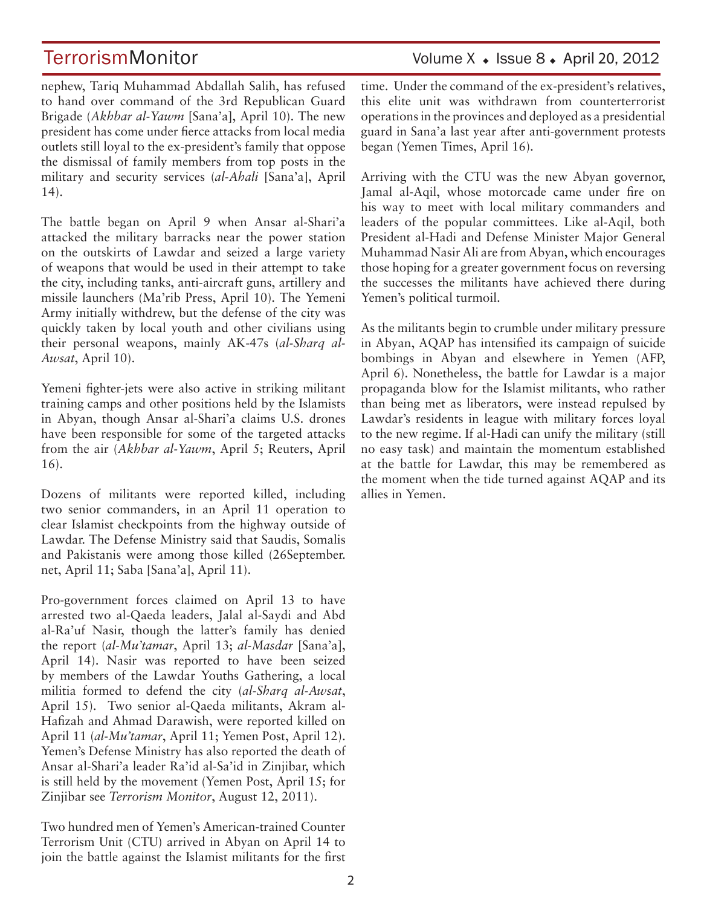nephew, Tariq Muhammad Abdallah Salih, has refused to hand over command of the 3rd Republican Guard Brigade (*Akhbar al-Yawm* [Sana'a], April 10). The new president has come under fierce attacks from local media outlets still loyal to the ex-president's family that oppose the dismissal of family members from top posts in the military and security services (*al-Ahali* [Sana'a], April 14).

The battle began on April 9 when Ansar al-Shari'a attacked the military barracks near the power station on the outskirts of Lawdar and seized a large variety of weapons that would be used in their attempt to take the city, including tanks, anti-aircraft guns, artillery and missile launchers (Ma'rib Press, April 10). The Yemeni Army initially withdrew, but the defense of the city was quickly taken by local youth and other civilians using their personal weapons, mainly AK-47s (*al-Sharq al-Awsat*, April 10).

Yemeni fighter-jets were also active in striking militant training camps and other positions held by the Islamists in Abyan, though Ansar al-Shari'a claims U.S. drones have been responsible for some of the targeted attacks from the air (*Akhbar al-Yawm*, April 5; Reuters, April 16).

Dozens of militants were reported killed, including two senior commanders, in an April 11 operation to clear Islamist checkpoints from the highway outside of Lawdar. The Defense Ministry said that Saudis, Somalis and Pakistanis were among those killed (26September.net, April 11; Saba [Sana'a], April 11).

Pro-government forces claimed on April 13 to have arrested two al-Qaeda leaders, Jalal al-Saydi and Abd al-Ra'uf Nasir, though the latter's family has denied the report (*al-Mu'tamar*, April 13; *al-Masdar* [Sana'a], April 14). Nasir was reported to have been seized by members of the Lawdar Youths Gathering, a local militia formed to defend the city (*al-Sharq al-Awsat*, April 15). Two senior al-Qaeda militants, Akram al-Hafizah and Ahmad Darawish, were reported killed on April 11 (*al-Mu'tamar*, April 11; Yemen Post, April 12). Yemen's Defense Ministry has also reported the death of Ansar al-Shari'a leader Ra'id al-Sa'id in Zinjibar, which is still held by the movement (Yemen Post, April 15; for Zinjibar see *Terrorism Monitor*, August 12, 2011).

Two hundred men of Yemen's American-trained Counter Terrorism Unit (CTU) arrived in Abyan on April 14 to join the battle against the Islamist militants for the first time. Under the command of the ex-president's relatives, this elite unit was withdrawn from counterterrorist operations in the provinces and deployed as a presidential guard in Sana'a last year after anti-government protests began (Yemen Times, April 16).

Arriving with the CTU was the new Abyan governor, Jamal al-Aqil, whose motorcade came under fire on his way to meet with local military commanders and leaders of the popular committees. Like al-Aqil, both President al-Hadi and Defense Minister Major General Muhammad Nasir Ali are from Abyan, which encourages those hoping for a greater government focus on reversing the successes the militants have achieved there during Yemen's political turmoil.

As the militants begin to crumble under military pressure in Abyan, AQAP has intensified its campaign of suicide bombings in Abyan and elsewhere in Yemen (AFP, April 6). Nonetheless, the battle for Lawdar is a major propaganda blow for the Islamist militants, who rather than being met as liberators, were instead repulsed by Lawdar's residents in league with military forces loyal to the new regime. If al-Hadi can unify the military (still no easy task) and maintain the momentum established at the battle for Lawdar, this may be remembered as the moment when the tide turned against AQAP and its allies in Yemen.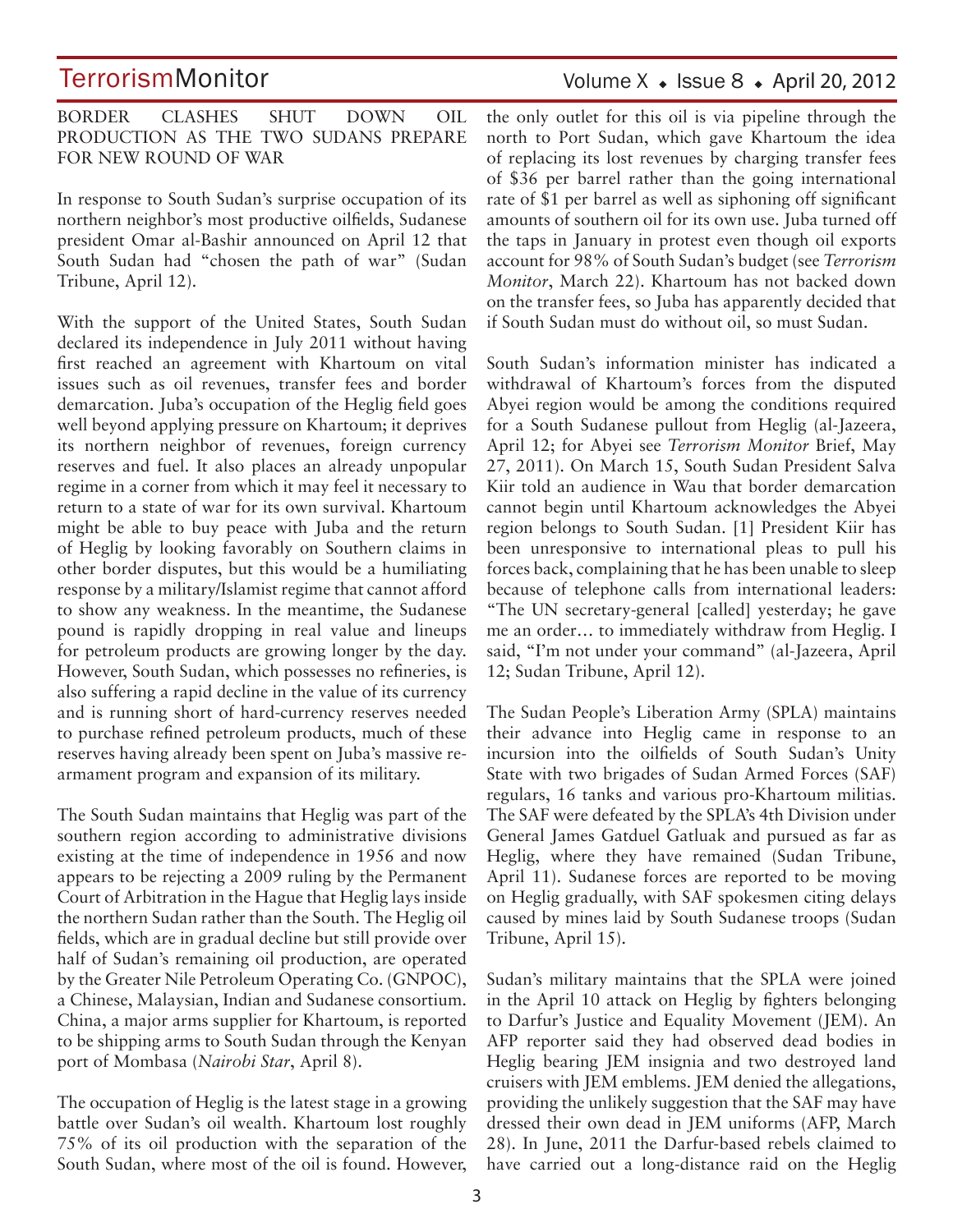## BORDER CLASHES SHUT DOWN OIL PRODUCTION AS THE TWO SUDANS PREPARE FOR NEW ROUND OF WAR

In response to South Sudan's surprise occupation of its northern neighbor's most productive oilfields, Sudanese president Omar al-Bashir announced on April 12 that South Sudan had "chosen the path of war" (Sudan Tribune, April 12).

With the support of the United States, South Sudan declared its independence in July 2011 without having first reached an agreement with Khartoum on vital issues such as oil revenues, transfer fees and border demarcation. Juba's occupation of the Heglig field goes well beyond applying pressure on Khartoum; it deprives its northern neighbor of revenues, foreign currency reserves and fuel. It also places an already unpopular regime in a corner from which it may feel it necessary to return to a state of war for its own survival. Khartoum might be able to buy peace with Juba and the return of Heglig by looking favorably on Southern claims in other border disputes, but this would be a humiliating response by a military/Islamist regime that cannot afford to show any weakness. In the meantime, the Sudanese pound is rapidly dropping in real value and lineups for petroleum products are growing longer by the day. However, South Sudan, which possesses no refineries, is also suffering a rapid decline in the value of its currency and is running short of hard-currency reserves needed to purchase refined petroleum products, much of these reserves having already been spent on Juba's massive re-armament program and expansion of its military.

The South Sudan maintains that Heglig was part of the southern region according to administrative divisions existing at the time of independence in 1956 and now appears to be rejecting a 2009 ruling by the Permanent Court of Arbitration in the Hague that Heglig lays inside the northern Sudan rather than the South. The Heglig oil fields, which are in gradual decline but still provide over half of Sudan's remaining oil production, are operated by the Greater Nile Petroleum Operating Co. (GNPOC), a Chinese, Malaysian, Indian and Sudanese consortium. China, a major arms supplier for Khartoum, is reported to be shipping arms to South Sudan through the Kenyan port of Mombasa (*Nairobi Star*, April 8).

The occupation of Heglig is the latest stage in a growing battle over Sudan's oil wealth. Khartoum lost roughly 75% of its oil production with the separation of the South Sudan, where most of the oil is found. However, the only outlet for this oil is via pipeline through the north to Port Sudan, which gave Khartoum the idea of replacing its lost revenues by charging transfer fees of $36 per barrel rather than the going international rate of $1 per barrel as well as siphoning off significant amounts of southern oil for its own use. Juba turned off the taps in January in protest even though oil exports account for 98% of South Sudan's budget (see *Terrorism Monitor*, March 22). Khartoum has not backed down on the transfer fees, so Juba has apparently decided that if South Sudan must do without oil, so must Sudan.

South Sudan's information minister has indicated a withdrawal of Khartoum's forces from the disputed Abyei region would be among the conditions required for a South Sudanese pullout from Heglig (al-Jazeera, April 12; for Abyei see *Terrorism Monitor* Brief, May 27, 2011). On March 15, South Sudan President Salva Kiir told an audience in Wau that border demarcation cannot begin until Khartoum acknowledges the Abyei region belongs to South Sudan. [1] President Kiir has been unresponsive to international pleas to pull his forces back, complaining that he has been unable to sleep because of telephone calls from international leaders: "The UN secretary-general [called] yesterday; he gave me an order… to immediately withdraw from Heglig. I said, "I'm not under your command" (al-Jazeera, April 12; Sudan Tribune, April 12).

The Sudan People's Liberation Army (SPLA) maintains their advance into Heglig came in response to an incursion into the oilfields of South Sudan's Unity State with two brigades of Sudan Armed Forces (SAF) regulars, 16 tanks and various pro-Khartoum militias. The SAF were defeated by the SPLA's 4th Division under General James Gatduel Gatluak and pursued as far as Heglig, where they have remained (Sudan Tribune, April 11). Sudanese forces are reported to be moving on Heglig gradually, with SAF spokesmen citing delays caused by mines laid by South Sudanese troops (Sudan Tribune, April 15).

Sudan's military maintains that the SPLA were joined in the April 10 attack on Heglig by fighters belonging to Darfur's Justice and Equality Movement (JEM). An AFP reporter said they had observed dead bodies in Heglig bearing JEM insignia and two destroyed land cruisers with JEM emblems. JEM denied the allegations, providing the unlikely suggestion that the SAF may have dressed their own dead in JEM uniforms (AFP, March 28). In June, 2011 the Darfur-based rebels claimed to have carried out a long-distance raid on the Heglig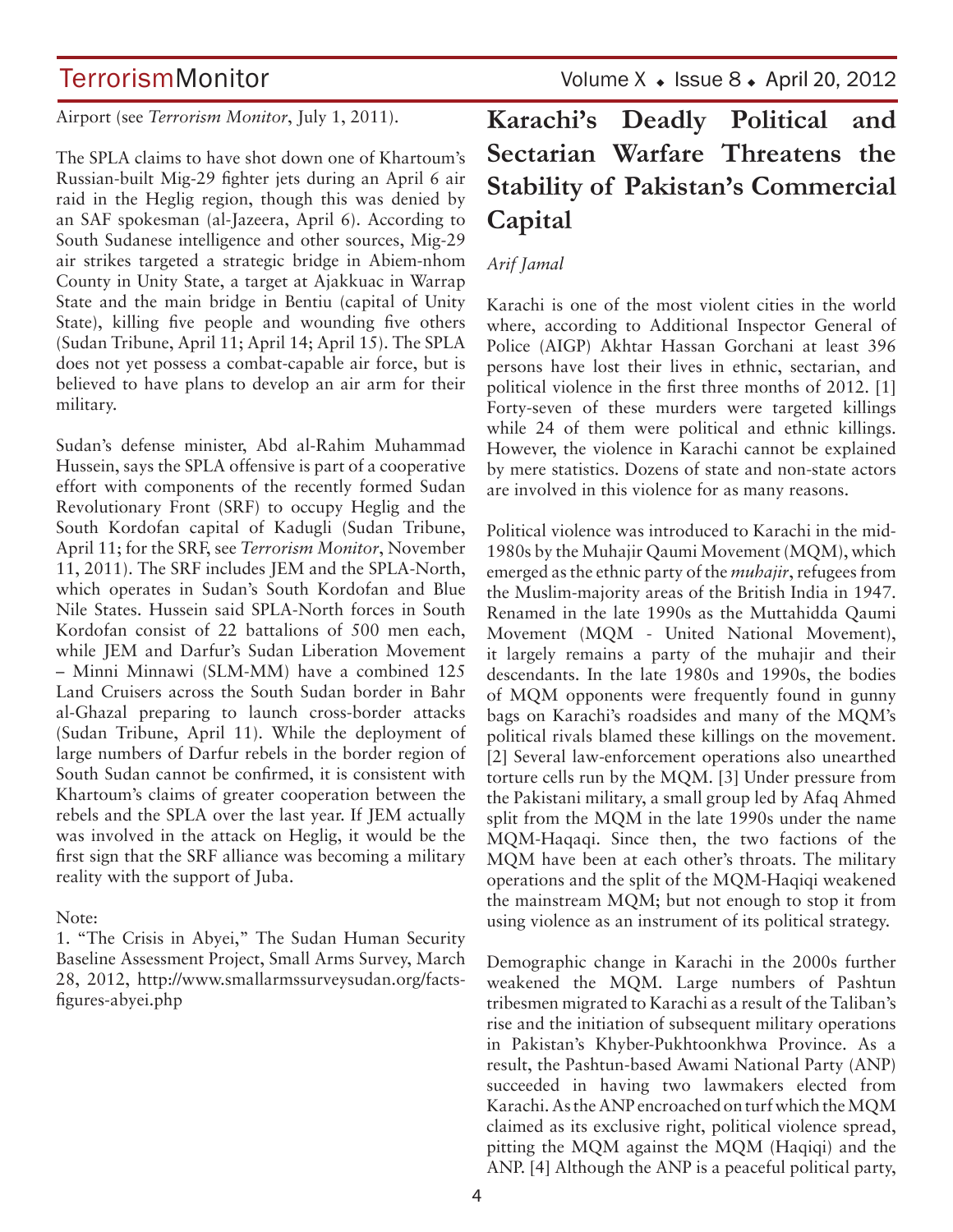Airport (see *Terrorism Monitor*, July 1, 2011).

The SPLA claims to have shot down one of Khartoum's Russian-built Mig-29 fighter jets during an April 6 air raid in the Heglig region, though this was denied by an SAF spokesman (al-Jazeera, April 6). According to South Sudanese intelligence and other sources, Mig-29 air strikes targeted a strategic bridge in Abiem-nhom County in Unity State, a target at Ajakkuac in Warrap State and the main bridge in Bentiu (capital of Unity State), killing five people and wounding five others (Sudan Tribune, April 11; April 14; April 15). The SPLA does not yet possess a combat-capable air force, but is believed to have plans to develop an air arm for their military.

Sudan's defense minister, Abd al-Rahim Muhammad Hussein, says the SPLA offensive is part of a cooperative effort with components of the recently formed Sudan Revolutionary Front (SRF) to occupy Heglig and the South Kordofan capital of Kadugli (Sudan Tribune, April 11; for the SRF, see *Terrorism Monitor*, November 11, 2011). The SRF includes JEM and the SPLA-North, which operates in Sudan's South Kordofan and Blue Nile States. Hussein said SPLA-North forces in South Kordofan consist of 22 battalions of 500 men each, while JEM and Darfur's Sudan Liberation Movement – Minni Minnawi (SLM-MM) have a combined 125 Land Cruisers across the South Sudan border in Bahr al-Ghazal preparing to launch cross-border attacks (Sudan Tribune, April 11). While the deployment of large numbers of Darfur rebels in the border region of South Sudan cannot be confirmed, it is consistent with Khartoum's claims of greater cooperation between the rebels and the SPLA over the last year. If JEM actually was involved in the attack on Heglig, it would be the first sign that the SRF alliance was becoming a military reality with the support of Juba.

Note:

1. "The Crisis in Abyei," The Sudan Human Security Baseline Assessment Project, Small Arms Survey, March 28, 2012, http://www.smallarmssurveysudan.org/facts-figures-abyei.php

# Karachi's Deadly Political and Sectarian Warfare Threatens the Stability of Pakistan's Commercial Capital

*Arif Jamal*

Karachi is one of the most violent cities in the world where, according to Additional Inspector General of Police (AIGP) Akhtar Hassan Gorchani at least 396 persons have lost their lives in ethnic, sectarian, and political violence in the first three months of 2012. [1] Forty-seven of these murders were targeted killings while 24 of them were political and ethnic killings. However, the violence in Karachi cannot be explained by mere statistics. Dozens of state and non-state actors are involved in this violence for as many reasons.

Political violence was introduced to Karachi in the mid-1980s by the Muhajir Qaumi Movement (MQM), which emerged as the ethnic party of the *muhajir*, refugees from the Muslim-majority areas of the British India in 1947. Renamed in the late 1990s as the Muttahidda Qaumi Movement (MQM - United National Movement), it largely remains a party of the muhajir and their descendants. In the late 1980s and 1990s, the bodies of MQM opponents were frequently found in gunny bags on Karachi's roadsides and many of the MQM's political rivals blamed these killings on the movement. [2] Several law-enforcement operations also unearthed torture cells run by the MQM. [3] Under pressure from the Pakistani military, a small group led by Afaq Ahmed split from the MQM in the late 1990s under the name MQM-Haqaqi. Since then, the two factions of the MQM have been at each other's throats. The military operations and the split of the MQM-Haqiqi weakened the mainstream MQM; but not enough to stop it from using violence as an instrument of its political strategy.

Demographic change in Karachi in the 2000s further weakened the MQM. Large numbers of Pashtun tribesmen migrated to Karachi as a result of the Taliban's rise and the initiation of subsequent military operations in Pakistan's Khyber-Pukhtoonkhwa Province. As a result, the Pashtun-based Awami National Party (ANP) succeeded in having two lawmakers elected from Karachi. As the ANP encroached on turf which the MQM claimed as its exclusive right, political violence spread, pitting the MQM against the MQM (Haqiqi) and the ANP. [4] Although the ANP is a peaceful political party,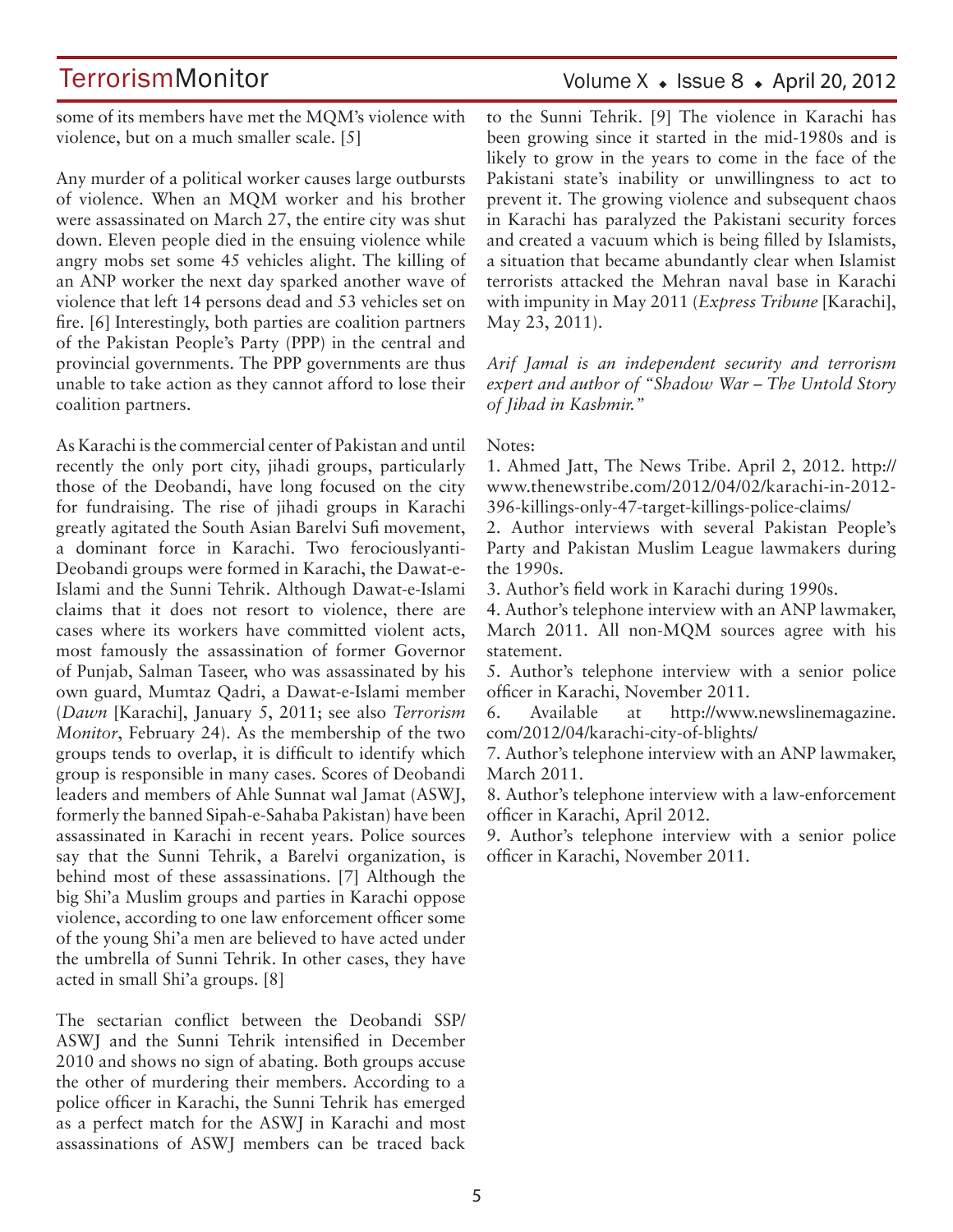some of its members have met the MQM's violence with violence, but on a much smaller scale. [5]

Any murder of a political worker causes large outbursts of violence. When an MQM worker and his brother were assassinated on March 27, the entire city was shut down. Eleven people died in the ensuing violence while angry mobs set some 45 vehicles alight. The killing of an ANP worker the next day sparked another wave of violence that left 14 persons dead and 53 vehicles set on fire. [6] Interestingly, both parties are coalition partners of the Pakistan People's Party (PPP) in the central and provincial governments. The PPP governments are thus unable to take action as they cannot afford to lose their coalition partners.

As Karachi is the commercial center of Pakistan and until recently the only port city, jihadi groups, particularly those of the Deobandi, have long focused on the city for fundraising. The rise of jihadi groups in Karachi greatly agitated the South Asian Barelvi Sufi movement, a dominant force in Karachi. Two ferociouslyanti-Deobandi groups were formed in Karachi, the Dawat-e-Islami and the Sunni Tehrik. Although Dawat-e-Islami claims that it does not resort to violence, there are cases where its workers have committed violent acts, most famously the assassination of former Governor of Punjab, Salman Taseer, who was assassinated by his own guard, Mumtaz Qadri, a Dawat-e-Islami member (*Dawn* [Karachi], January 5, 2011; see also *Terrorism Monitor*, February 24). As the membership of the two groups tends to overlap, it is difficult to identify which group is responsible in many cases. Scores of Deobandi leaders and members of Ahle Sunnat wal Jamat (ASWJ, formerly the banned Sipah-e-Sahaba Pakistan) have been assassinated in Karachi in recent years. Police sources say that the Sunni Tehrik, a Barelvi organization, is behind most of these assassinations. [7] Although the big Shi'a Muslim groups and parties in Karachi oppose violence, according to one law enforcement officer some of the young Shi'a men are believed to have acted under the umbrella of Sunni Tehrik. In other cases, they have acted in small Shi'a groups. [8]

The sectarian conflict between the Deobandi SSP/ASWJ and the Sunni Tehrik intensified in December 2010 and shows no sign of abating. Both groups accuse the other of murdering their members. According to a police officer in Karachi, the Sunni Tehrik has emerged as a perfect match for the ASWJ in Karachi and most assassinations of ASWJ members can be traced back to the Sunni Tehrik. [9] The violence in Karachi has been growing since it started in the mid-1980s and is likely to grow in the years to come in the face of the Pakistani state's inability or unwillingness to act to prevent it. The growing violence and subsequent chaos in Karachi has paralyzed the Pakistani security forces and created a vacuum which is being filled by Islamists, a situation that became abundantly clear when Islamist terrorists attacked the Mehran naval base in Karachi with impunity in May 2011 (*Express Tribune* [Karachi], May 23, 2011).

*Arif Jamal is an independent security and terrorism expert and author of "Shadow War – The Untold Story of Jihad in Kashmir."*

Notes:

1. Ahmed Jatt, The News Tribe. April 2, 2012. http://www.thenewstribe.com/2012/04/02/karachi-in-2012-396-killings-only-47-target-killings-police-claims/
2. Author interviews with several Pakistan People's Party and Pakistan Muslim League lawmakers during the 1990s.
3. Author's field work in Karachi during 1990s.
4. Author's telephone interview with an ANP lawmaker, March 2011. All non-MQM sources agree with his statement.
5. Author's telephone interview with a senior police officer in Karachi, November 2011.
6. Available at http://www.newslinemagazine.com/2012/04/karachi-city-of-blights/
7. Author's telephone interview with an ANP lawmaker, March 2011.
8. Author's telephone interview with a law-enforcement officer in Karachi, April 2012.
9. Author's telephone interview with a senior police officer in Karachi, November 2011.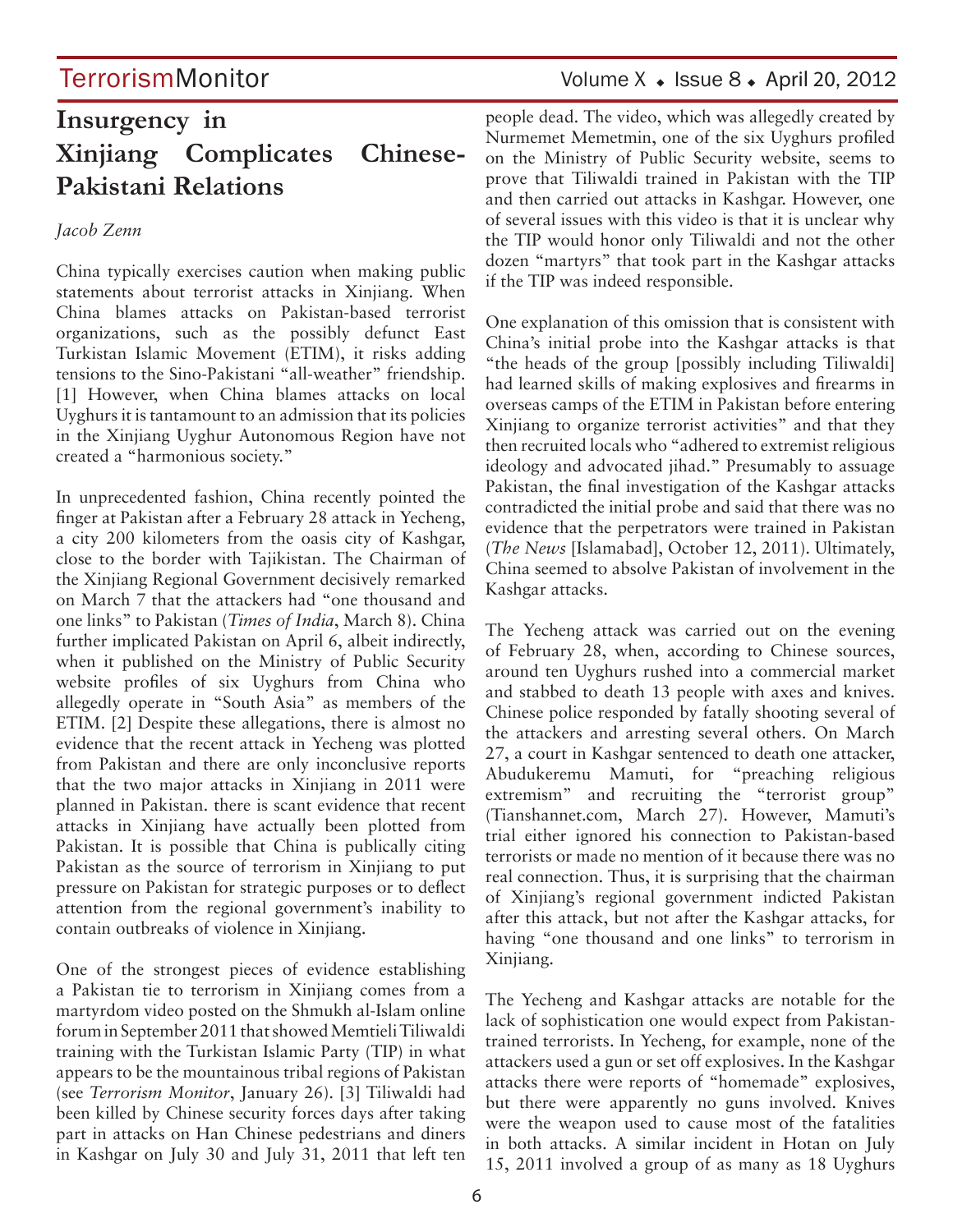# Insurgency in Xinjiang Complicates Chinese-Pakistani Relations

*Jacob Zenn*

China typically exercises caution when making public statements about terrorist attacks in Xinjiang. When China blames attacks on Pakistan-based terrorist organizations, such as the possibly defunct East Turkistan Islamic Movement (ETIM), it risks adding tensions to the Sino-Pakistani "all-weather" friendship. [1] However, when China blames attacks on local Uyghurs it is tantamount to an admission that its policies in the Xinjiang Uyghur Autonomous Region have not created a "harmonious society."

In unprecedented fashion, China recently pointed the finger at Pakistan after a February 28 attack in Yecheng, a city 200 kilometers from the oasis city of Kashgar, close to the border with Tajikistan. The Chairman of the Xinjiang Regional Government decisively remarked on March 7 that the attackers had "one thousand and one links" to Pakistan (*Times of India*, March 8). China further implicated Pakistan on April 6, albeit indirectly, when it published on the Ministry of Public Security website profiles of six Uyghurs from China who allegedly operate in "South Asia" as members of the ETIM. [2] Despite these allegations, there is almost no evidence that the recent attack in Yecheng was plotted from Pakistan and there are only inconclusive reports that the two major attacks in Xinjiang in 2011 were planned in Pakistan. there is scant evidence that recent attacks in Xinjiang have actually been plotted from Pakistan. It is possible that China is publically citing Pakistan as the source of terrorism in Xinjiang to put pressure on Pakistan for strategic purposes or to deflect attention from the regional government's inability to contain outbreaks of violence in Xinjiang.

One of the strongest pieces of evidence establishing a Pakistan tie to terrorism in Xinjiang comes from a martyrdom video posted on the Shmukh al-Islam online forum in September 2011 that showed Memtieli Tiliwaldi training with the Turkistan Islamic Party (TIP) in what appears to be the mountainous tribal regions of Pakistan (see *Terrorism Monitor*, January 26). [3] Tiliwaldi had been killed by Chinese security forces days after taking part in attacks on Han Chinese pedestrians and diners in Kashgar on July 30 and July 31, 2011 that left ten people dead. The video, which was allegedly created by Nurmemet Memetmin, one of the six Uyghurs profiled on the Ministry of Public Security website, seems to prove that Tiliwaldi trained in Pakistan with the TIP and then carried out attacks in Kashgar. However, one of several issues with this video is that it is unclear why the TIP would honor only Tiliwaldi and not the other dozen "martyrs" that took part in the Kashgar attacks if the TIP was indeed responsible.

One explanation of this omission that is consistent with China's initial probe into the Kashgar attacks is that "the heads of the group [possibly including Tiliwaldi] had learned skills of making explosives and firearms in overseas camps of the ETIM in Pakistan before entering Xinjiang to organize terrorist activities" and that they then recruited locals who "adhered to extremist religious ideology and advocated jihad." Presumably to assuage Pakistan, the final investigation of the Kashgar attacks contradicted the initial probe and said that there was no evidence that the perpetrators were trained in Pakistan (*The News* [Islamabad], October 12, 2011). Ultimately, China seemed to absolve Pakistan of involvement in the Kashgar attacks.

The Yecheng attack was carried out on the evening of February 28, when, according to Chinese sources, around ten Uyghurs rushed into a commercial market and stabbed to death 13 people with axes and knives. Chinese police responded by fatally shooting several of the attackers and arresting several others. On March 27, a court in Kashgar sentenced to death one attacker, Abudukeremu Mamuti, for "preaching religious extremism" and recruiting the "terrorist group" (Tianshannet.com, March 27). However, Mamuti's trial either ignored his connection to Pakistan-based terrorists or made no mention of it because there was no real connection. Thus, it is surprising that the chairman of Xinjiang's regional government indicted Pakistan after this attack, but not after the Kashgar attacks, for having "one thousand and one links" to terrorism in Xinjiang.

The Yecheng and Kashgar attacks are notable for the lack of sophistication one would expect from Pakistan-trained terrorists. In Yecheng, for example, none of the attackers used a gun or set off explosives. In the Kashgar attacks there were reports of "homemade" explosives, but there were apparently no guns involved. Knives were the weapon used to cause most of the fatalities in both attacks. A similar incident in Hotan on July 15, 2011 involved a group of as many as 18 Uyghurs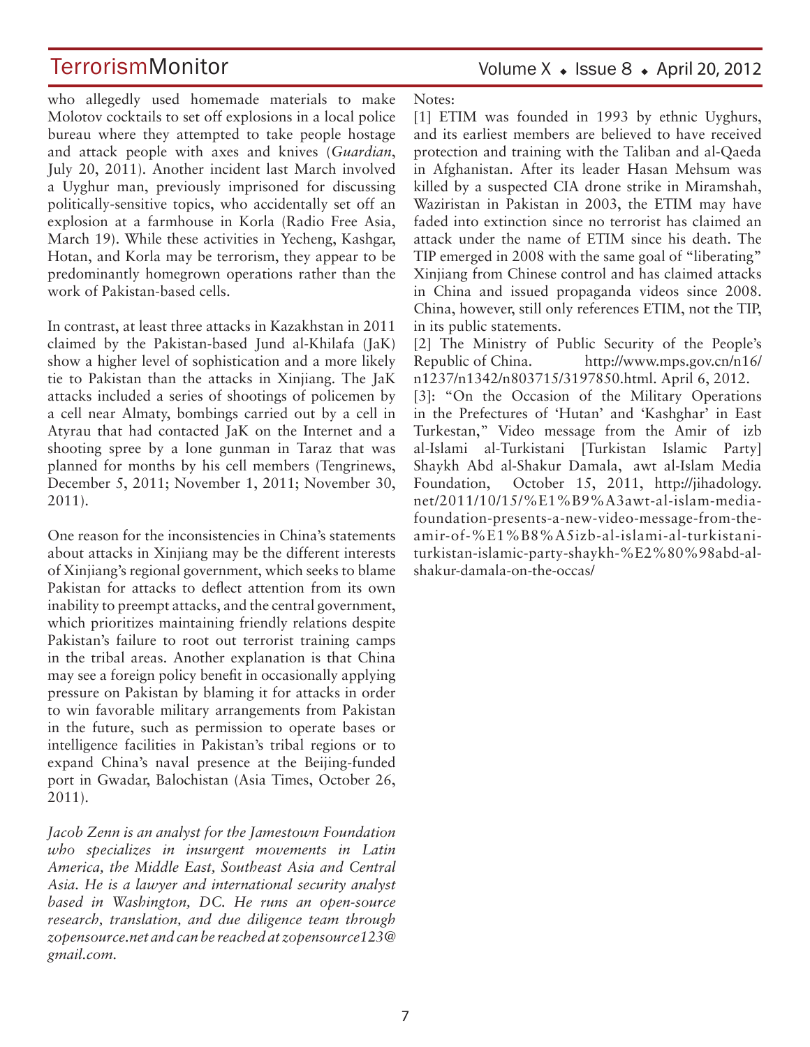who allegedly used homemade materials to make Molotov cocktails to set off explosions in a local police bureau where they attempted to take people hostage and attack people with axes and knives (*Guardian*, July 20, 2011). Another incident last March involved a Uyghur man, previously imprisoned for discussing politically-sensitive topics, who accidentally set off an explosion at a farmhouse in Korla (Radio Free Asia, March 19). While these activities in Yecheng, Kashgar, Hotan, and Korla may be terrorism, they appear to be predominantly homegrown operations rather than the work of Pakistan-based cells.

In contrast, at least three attacks in Kazakhstan in 2011 claimed by the Pakistan-based Jund al-Khilafa (JaK) show a higher level of sophistication and a more likely tie to Pakistan than the attacks in Xinjiang. The JaK attacks included a series of shootings of policemen by a cell near Almaty, bombings carried out by a cell in Atyrau that had contacted JaK on the Internet and a shooting spree by a lone gunman in Taraz that was planned for months by his cell members (Tengrinews, December 5, 2011; November 1, 2011; November 30, 2011).

One reason for the inconsistencies in China's statements about attacks in Xinjiang may be the different interests of Xinjiang's regional government, which seeks to blame Pakistan for attacks to deflect attention from its own inability to preempt attacks, and the central government, which prioritizes maintaining friendly relations despite Pakistan's failure to root out terrorist training camps in the tribal areas. Another explanation is that China may see a foreign policy benefit in occasionally applying pressure on Pakistan by blaming it for attacks in order to win favorable military arrangements from Pakistan in the future, such as permission to operate bases or intelligence facilities in Pakistan's tribal regions or to expand China's naval presence at the Beijing-funded port in Gwadar, Balochistan (Asia Times, October 26, 2011).

*Jacob Zenn is an analyst for the Jamestown Foundation who specializes in insurgent movements in Latin America, the Middle East, Southeast Asia and Central Asia. He is a lawyer and international security analyst based in Washington, DC. He runs an open-source research, translation, and due diligence team through zopensource.net and can be reached at zopensource123@gmail.com.*

Notes:

[1] ETIM was founded in 1993 by ethnic Uyghurs, and its earliest members are believed to have received protection and training with the Taliban and al-Qaeda in Afghanistan. After its leader Hasan Mehsum was killed by a suspected CIA drone strike in Miramshah, Waziristan in Pakistan in 2003, the ETIM may have faded into extinction since no terrorist has claimed an attack under the name of ETIM since his death. The TIP emerged in 2008 with the same goal of "liberating" Xinjiang from Chinese control and has claimed attacks in China and issued propaganda videos since 2008. China, however, still only references ETIM, not the TIP, in its public statements.

[2] The Ministry of Public Security of the People's Republic of China. http://www.mps.gov.cn/n16/n1237/n1342/n803715/3197850.html. April 6, 2012.

[3]: "On the Occasion of the Military Operations in the Prefectures of 'Hutan' and 'Kashghar' in East Turkestan," Video message from the Amir of izb al-Islami al-Turkistani [Turkistan Islamic Party] Shaykh Abd al-Shakur Damala, awt al-Islam Media Foundation, October 15, 2011, http://jihadology.net/2011/10/15/%E1%B9%A3awt-al-islam-media-foundation-presents-a-new-video-message-from-the-amir-of-%E1%B8%A5izb-al-islami-al-turkistani-turkistan-islamic-party-shaykh-%E2%80%98abd-al-shakur-damala-on-the-occas/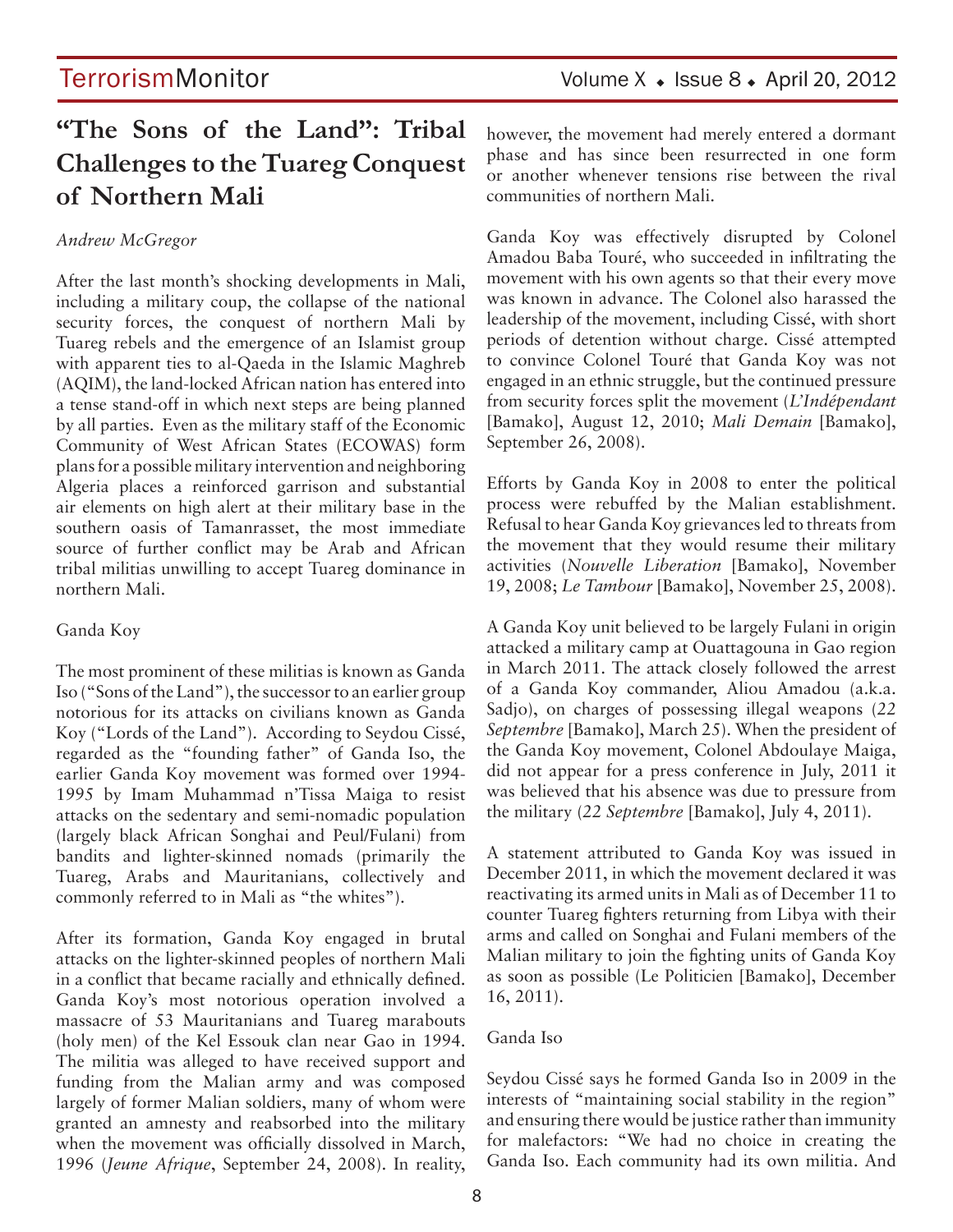# "The Sons of the Land": Tribal Challenges to the Tuareg Conquest of Northern Mali

*Andrew McGregor*

After the last month's shocking developments in Mali, including a military coup, the collapse of the national security forces, the conquest of northern Mali by Tuareg rebels and the emergence of an Islamist group with apparent ties to al-Qaeda in the Islamic Maghreb (AQIM), the land-locked African nation has entered into a tense stand-off in which next steps are being planned by all parties. Even as the military staff of the Economic Community of West African States (ECOWAS) form plans for a possible military intervention and neighboring Algeria places a reinforced garrison and substantial air elements on high alert at their military base in the southern oasis of Tamanrasset, the most immediate source of further conflict may be Arab and African tribal militias unwilling to accept Tuareg dominance in northern Mali.

## Ganda Koy

The most prominent of these militias is known as Ganda Iso ("Sons of the Land"), the successor to an earlier group notorious for its attacks on civilians known as Ganda Koy ("Lords of the Land"). According to Seydou Cissé, regarded as the "founding father" of Ganda Iso, the earlier Ganda Koy movement was formed over 1994-1995 by Imam Muhammad n'Tissa Maiga to resist attacks on the sedentary and semi-nomadic population (largely black African Songhai and Peul/Fulani) from bandits and lighter-skinned nomads (primarily the Tuareg, Arabs and Mauritanians, collectively and commonly referred to in Mali as "the whites").

After its formation, Ganda Koy engaged in brutal attacks on the lighter-skinned peoples of northern Mali in a conflict that became racially and ethnically defined. Ganda Koy's most notorious operation involved a massacre of 53 Mauritanians and Tuareg marabouts (holy men) of the Kel Essouk clan near Gao in 1994. The militia was alleged to have received support and funding from the Malian army and was composed largely of former Malian soldiers, many of whom were granted an amnesty and reabsorbed into the military when the movement was officially dissolved in March, 1996 (*Jeune Afrique*, September 24, 2008). In reality, however, the movement had merely entered a dormant phase and has since been resurrected in one form or another whenever tensions rise between the rival communities of northern Mali.

Ganda Koy was effectively disrupted by Colonel Amadou Baba Touré, who succeeded in infiltrating the movement with his own agents so that their every move was known in advance. The Colonel also harassed the leadership of the movement, including Cissé, with short periods of detention without charge. Cissé attempted to convince Colonel Touré that Ganda Koy was not engaged in an ethnic struggle, but the continued pressure from security forces split the movement (*L'Indépendant* [Bamako], August 12, 2010; *Mali Demain* [Bamako], September 26, 2008).

Efforts by Ganda Koy in 2008 to enter the political process were rebuffed by the Malian establishment. Refusal to hear Ganda Koy grievances led to threats from the movement that they would resume their military activities (*Nouvelle Liberation* [Bamako], November 19, 2008; *Le Tambour* [Bamako], November 25, 2008).

A Ganda Koy unit believed to be largely Fulani in origin attacked a military camp at Ouattagouna in Gao region in March 2011. The attack closely followed the arrest of a Ganda Koy commander, Aliou Amadou (a.k.a. Sadjo), on charges of possessing illegal weapons (*22 Septembre* [Bamako], March 25). When the president of the Ganda Koy movement, Colonel Abdoulaye Maiga, did not appear for a press conference in July, 2011 it was believed that his absence was due to pressure from the military (*22 Septembre* [Bamako], July 4, 2011).

A statement attributed to Ganda Koy was issued in December 2011, in which the movement declared it was reactivating its armed units in Mali as of December 11 to counter Tuareg fighters returning from Libya with their arms and called on Songhai and Fulani members of the Malian military to join the fighting units of Ganda Koy as soon as possible (Le Politicien [Bamako], December 16, 2011).

## Ganda Iso

Seydou Cissé says he formed Ganda Iso in 2009 in the interests of "maintaining social stability in the region" and ensuring there would be justice rather than immunity for malefactors: "We had no choice in creating the Ganda Iso. Each community had its own militia. And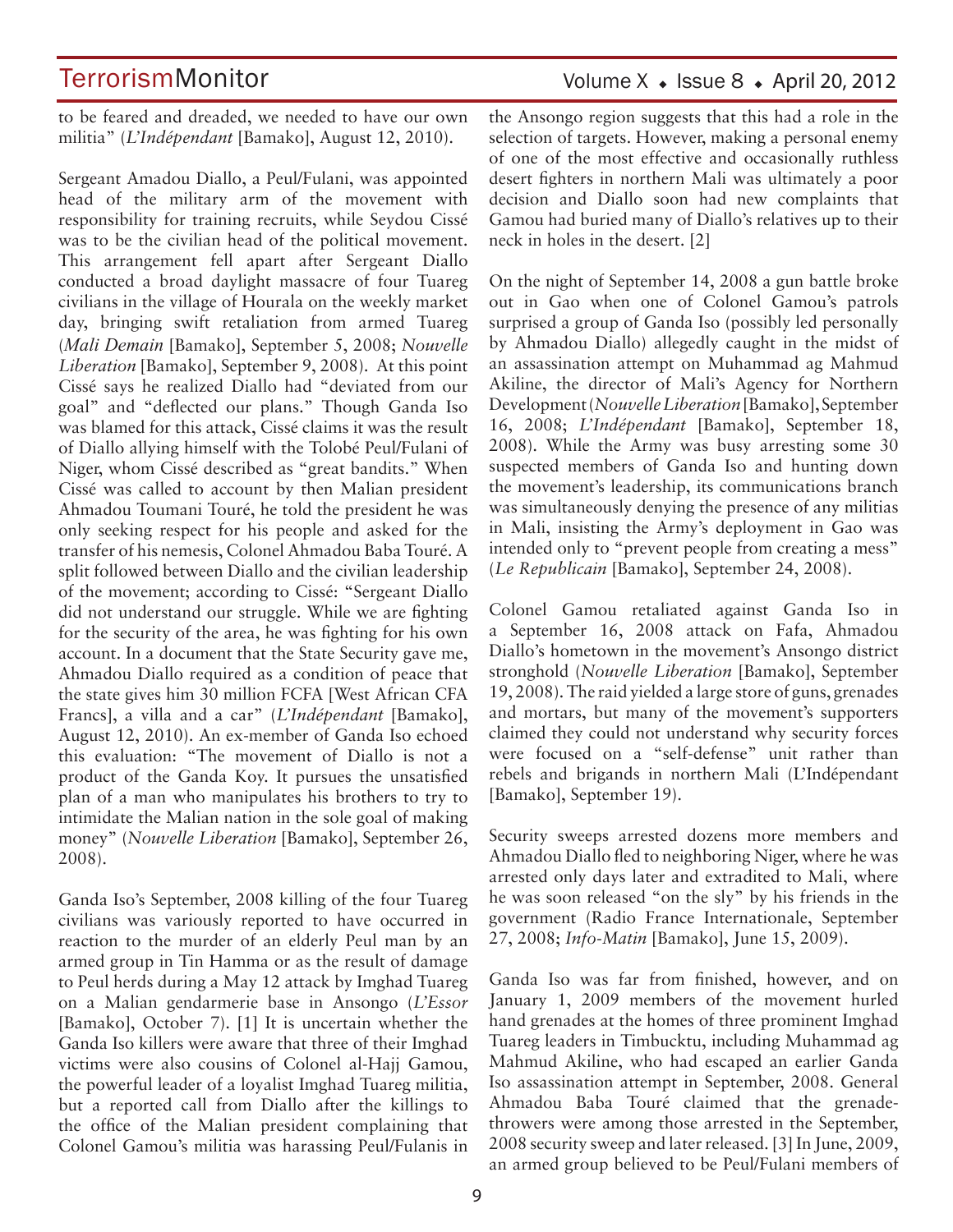to be feared and dreaded, we needed to have our own militia" (*L'Indépendant* [Bamako], August 12, 2010).

Sergeant Amadou Diallo, a Peul/Fulani, was appointed head of the military arm of the movement with responsibility for training recruits, while Seydou Cissé was to be the civilian head of the political movement. This arrangement fell apart after Sergeant Diallo conducted a broad daylight massacre of four Tuareg civilians in the village of Hourala on the weekly market day, bringing swift retaliation from armed Tuareg (*Mali Demain* [Bamako], September 5, 2008; *Nouvelle Liberation* [Bamako], September 9, 2008). At this point Cissé says he realized Diallo had "deviated from our goal" and "deflected our plans." Though Ganda Iso was blamed for this attack, Cissé claims it was the result of Diallo allying himself with the Tolobé Peul/Fulani of Niger, whom Cissé described as "great bandits." When Cissé was called to account by then Malian president Ahmadou Toumani Touré, he told the president he was only seeking respect for his people and asked for the transfer of his nemesis, Colonel Ahmadou Baba Touré. A split followed between Diallo and the civilian leadership of the movement; according to Cissé: "Sergeant Diallo did not understand our struggle. While we are fighting for the security of the area, he was fighting for his own account. In a document that the State Security gave me, Ahmadou Diallo required as a condition of peace that the state gives him 30 million FCFA [West African CFA Francs], a villa and a car" (*L'Indépendant* [Bamako], August 12, 2010). An ex-member of Ganda Iso echoed this evaluation: "The movement of Diallo is not a product of the Ganda Koy. It pursues the unsatisfied plan of a man who manipulates his brothers to try to intimidate the Malian nation in the sole goal of making money" (*Nouvelle Liberation* [Bamako], September 26, 2008).

Ganda Iso's September, 2008 killing of the four Tuareg civilians was variously reported to have occurred in reaction to the murder of an elderly Peul man by an armed group in Tin Hamma or as the result of damage to Peul herds during a May 12 attack by Imghad Tuareg on a Malian gendarmerie base in Ansongo (*L'Essor* [Bamako], October 7). [1] It is uncertain whether the Ganda Iso killers were aware that three of their Imghad victims were also cousins of Colonel al-Hajj Gamou, the powerful leader of a loyalist Imghad Tuareg militia, but a reported call from Diallo after the killings to the office of the Malian president complaining that Colonel Gamou's militia was harassing Peul/Fulanis in the Ansongo region suggests that this had a role in the selection of targets. However, making a personal enemy of one of the most effective and occasionally ruthless desert fighters in northern Mali was ultimately a poor decision and Diallo soon had new complaints that Gamou had buried many of Diallo's relatives up to their neck in holes in the desert. [2]

On the night of September 14, 2008 a gun battle broke out in Gao when one of Colonel Gamou's patrols surprised a group of Ganda Iso (possibly led personally by Ahmadou Diallo) allegedly caught in the midst of an assassination attempt on Muhammad ag Mahmud Akiline, the director of Mali's Agency for Northern Development (*Nouvelle Liberation* [Bamako], September 16, 2008; *L'Indépendant* [Bamako], September 18, 2008). While the Army was busy arresting some 30 suspected members of Ganda Iso and hunting down the movement's leadership, its communications branch was simultaneously denying the presence of any militias in Mali, insisting the Army's deployment in Gao was intended only to "prevent people from creating a mess" (*Le Republicain* [Bamako], September 24, 2008).

Colonel Gamou retaliated against Ganda Iso in a September 16, 2008 attack on Fafa, Ahmadou Diallo's hometown in the movement's Ansongo district stronghold (*Nouvelle Liberation* [Bamako], September 19, 2008). The raid yielded a large store of guns, grenades and mortars, but many of the movement's supporters claimed they could not understand why security forces were focused on a "self-defense" unit rather than rebels and brigands in northern Mali (L'Indépendant [Bamako], September 19).

Security sweeps arrested dozens more members and Ahmadou Diallo fled to neighboring Niger, where he was arrested only days later and extradited to Mali, where he was soon released "on the sly" by his friends in the government (Radio France Internationale, September 27, 2008; *Info-Matin* [Bamako], June 15, 2009).

Ganda Iso was far from finished, however, and on January 1, 2009 members of the movement hurled hand grenades at the homes of three prominent Imghad Tuareg leaders in Timbucktu, including Muhammad ag Mahmud Akiline, who had escaped an earlier Ganda Iso assassination attempt in September, 2008. General Ahmadou Baba Touré claimed that the grenade-throwers were among those arrested in the September, 2008 security sweep and later released. [3] In June, 2009, an armed group believed to be Peul/Fulani members of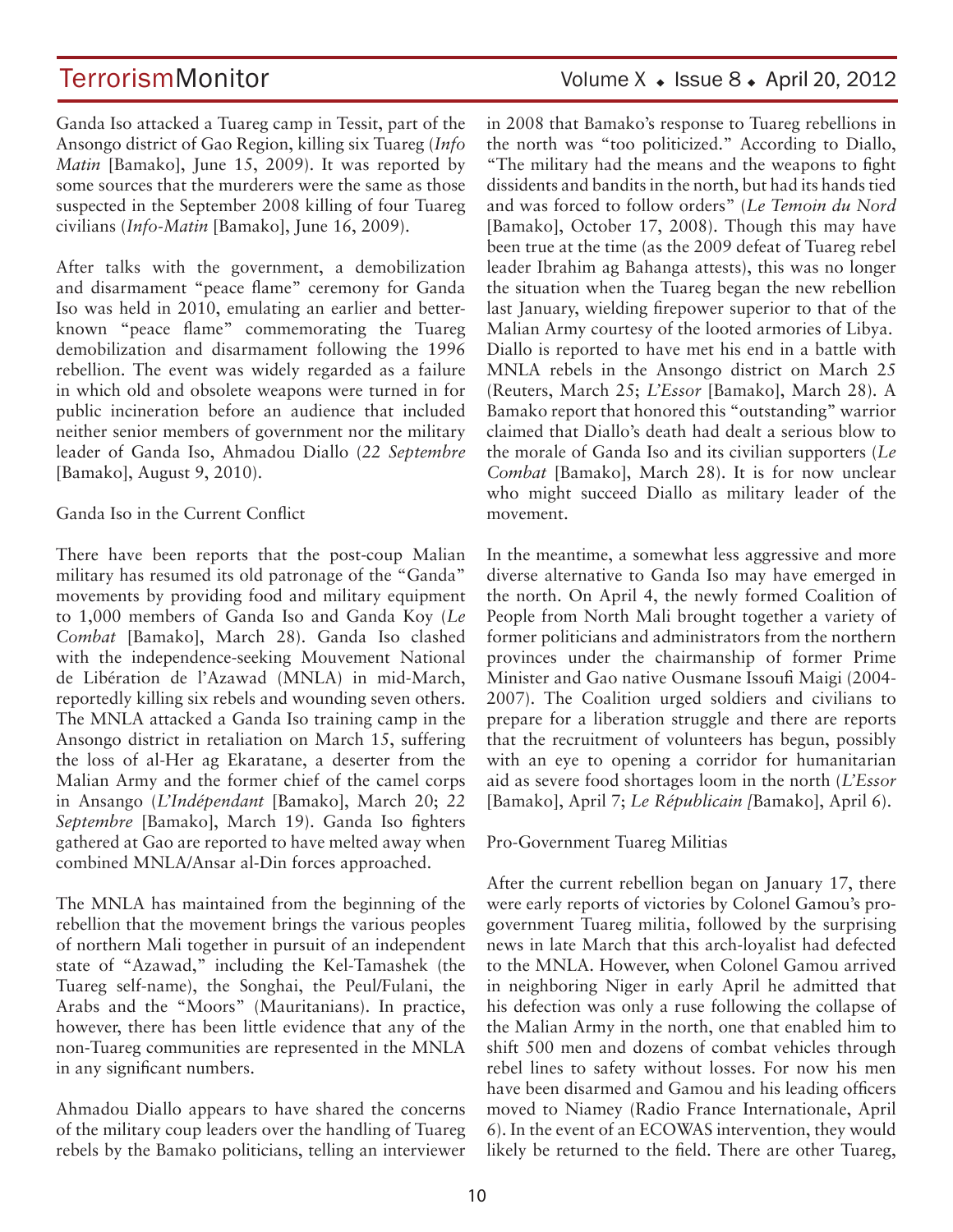Ganda Iso attacked a Tuareg camp in Tessit, part of the Ansongo district of Gao Region, killing six Tuareg (*Info Matin* [Bamako], June 15, 2009). It was reported by some sources that the murderers were the same as those suspected in the September 2008 killing of four Tuareg civilians (*Info-Matin* [Bamako], June 16, 2009).

After talks with the government, a demobilization and disarmament "peace flame" ceremony for Ganda Iso was held in 2010, emulating an earlier and better-known "peace flame" commemorating the Tuareg demobilization and disarmament following the 1996 rebellion. The event was widely regarded as a failure in which old and obsolete weapons were turned in for public incineration before an audience that included neither senior members of government nor the military leader of Ganda Iso, Ahmadou Diallo (*22 Septembre* [Bamako], August 9, 2010).

Ganda Iso in the Current Conflict

There have been reports that the post-coup Malian military has resumed its old patronage of the "Ganda" movements by providing food and military equipment to 1,000 members of Ganda Iso and Ganda Koy (*Le Combat* [Bamako], March 28). Ganda Iso clashed with the independence-seeking Mouvement National de Libération de l'Azawad (MNLA) in mid-March, reportedly killing six rebels and wounding seven others. The MNLA attacked a Ganda Iso training camp in the Ansongo district in retaliation on March 15, suffering the loss of al-Her ag Ekaratane, a deserter from the Malian Army and the former chief of the camel corps in Ansango (*L'Indépendant* [Bamako], March 20; *22 Septembre* [Bamako], March 19). Ganda Iso fighters gathered at Gao are reported to have melted away when combined MNLA/Ansar al-Din forces approached.

The MNLA has maintained from the beginning of the rebellion that the movement brings the various peoples of northern Mali together in pursuit of an independent state of "Azawad," including the Kel-Tamashek (the Tuareg self-name), the Songhai, the Peul/Fulani, the Arabs and the "Moors" (Mauritanians). In practice, however, there has been little evidence that any of the non-Tuareg communities are represented in the MNLA in any significant numbers.

Ahmadou Diallo appears to have shared the concerns of the military coup leaders over the handling of Tuareg rebels by the Bamako politicians, telling an interviewer in 2008 that Bamako's response to Tuareg rebellions in the north was "too politicized." According to Diallo, "The military had the means and the weapons to fight dissidents and bandits in the north, but had its hands tied and was forced to follow orders" (*Le Temoin du Nord* [Bamako], October 17, 2008). Though this may have been true at the time (as the 2009 defeat of Tuareg rebel leader Ibrahim ag Bahanga attests), this was no longer the situation when the Tuareg began the new rebellion last January, wielding firepower superior to that of the Malian Army courtesy of the looted armories of Libya. Diallo is reported to have met his end in a battle with MNLA rebels in the Ansongo district on March 25 (Reuters, March 25; *L'Essor* [Bamako], March 28). A Bamako report that honored this "outstanding" warrior claimed that Diallo's death had dealt a serious blow to the morale of Ganda Iso and its civilian supporters (*Le Combat* [Bamako], March 28). It is for now unclear who might succeed Diallo as military leader of the movement.

In the meantime, a somewhat less aggressive and more diverse alternative to Ganda Iso may have emerged in the north. On April 4, the newly formed Coalition of People from North Mali brought together a variety of former politicians and administrators from the northern provinces under the chairmanship of former Prime Minister and Gao native Ousmane Issoufi Maigi (2004-2007). The Coalition urged soldiers and civilians to prepare for a liberation struggle and there are reports that the recruitment of volunteers has begun, possibly with an eye to opening a corridor for humanitarian aid as severe food shortages loom in the north (*L'Essor* [Bamako], April 7; *Le Républicain [*Bamako], April 6).

Pro-Government Tuareg Militias

After the current rebellion began on January 17, there were early reports of victories by Colonel Gamou's pro-government Tuareg militia, followed by the surprising news in late March that this arch-loyalist had defected to the MNLA. However, when Colonel Gamou arrived in neighboring Niger in early April he admitted that his defection was only a ruse following the collapse of the Malian Army in the north, one that enabled him to shift 500 men and dozens of combat vehicles through rebel lines to safety without losses. For now his men have been disarmed and Gamou and his leading officers moved to Niamey (Radio France Internationale, April 6). In the event of an ECOWAS intervention, they would likely be returned to the field. There are other Tuareg,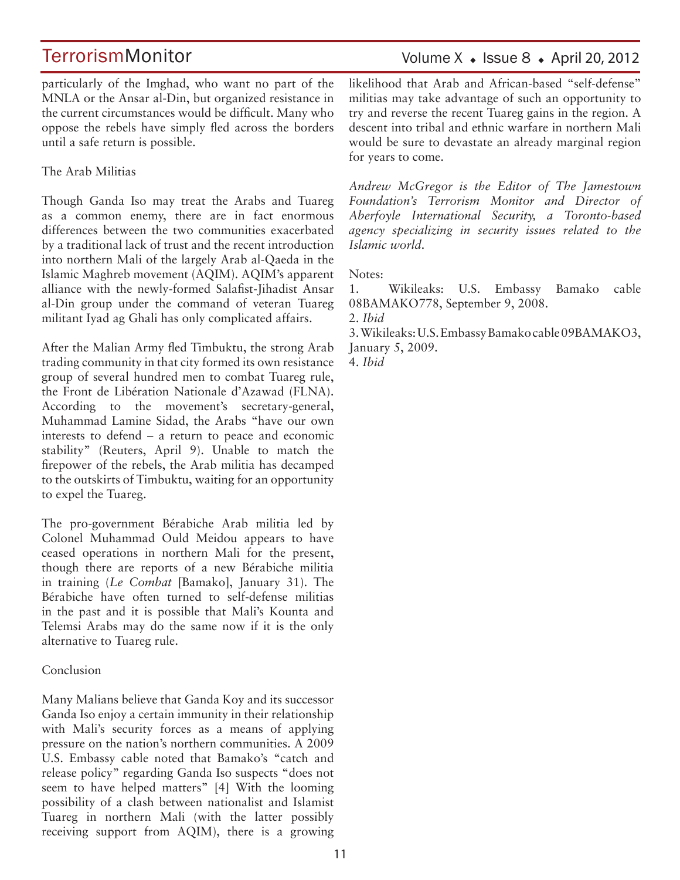particularly of the Imghad, who want no part of the MNLA or the Ansar al-Din, but organized resistance in the current circumstances would be difficult. Many who oppose the rebels have simply fled across the borders until a safe return is possible.

## The Arab Militias

Though Ganda Iso may treat the Arabs and Tuareg as a common enemy, there are in fact enormous differences between the two communities exacerbated by a traditional lack of trust and the recent introduction into northern Mali of the largely Arab al-Qaeda in the Islamic Maghreb movement (AQIM). AQIM's apparent alliance with the newly-formed Salafist-Jihadist Ansar al-Din group under the command of veteran Tuareg militant Iyad ag Ghali has only complicated affairs.

After the Malian Army fled Timbuktu, the strong Arab trading community in that city formed its own resistance group of several hundred men to combat Tuareg rule, the Front de Libération Nationale d'Azawad (FLNA). According to the movement's secretary-general, Muhammad Lamine Sidad, the Arabs "have our own interests to defend – a return to peace and economic stability" (Reuters, April 9). Unable to match the firepower of the rebels, the Arab militia has decamped to the outskirts of Timbuktu, waiting for an opportunity to expel the Tuareg.

The pro-government Bérabiche Arab militia led by Colonel Muhammad Ould Meidou appears to have ceased operations in northern Mali for the present, though there are reports of a new Bérabiche militia in training (*Le Combat* [Bamako], January 31). The Bérabiche have often turned to self-defense militias in the past and it is possible that Mali's Kounta and Telemsi Arabs may do the same now if it is the only alternative to Tuareg rule.

## Conclusion

Many Malians believe that Ganda Koy and its successor Ganda Iso enjoy a certain immunity in their relationship with Mali's security forces as a means of applying pressure on the nation's northern communities. A 2009 U.S. Embassy cable noted that Bamako's "catch and release policy" regarding Ganda Iso suspects "does not seem to have helped matters" [4] With the looming possibility of a clash between nationalist and Islamist Tuareg in northern Mali (with the latter possibly receiving support from AQIM), there is a growing likelihood that Arab and African-based "self-defense" militias may take advantage of such an opportunity to try and reverse the recent Tuareg gains in the region. A descent into tribal and ethnic warfare in northern Mali would be sure to devastate an already marginal region for years to come.

*Andrew McGregor is the Editor of The Jamestown Foundation's Terrorism Monitor and Director of Aberfoyle International Security, a Toronto-based agency specializing in security issues related to the Islamic world.*

Notes:

1. Wikileaks: U.S. Embassy Bamako cable 08BAMAKO778, September 9, 2008.
2. *Ibid*
3. Wikileaks: U.S. Embassy Bamako cable 09BAMAKO3, January 5, 2009.
4. *Ibid*